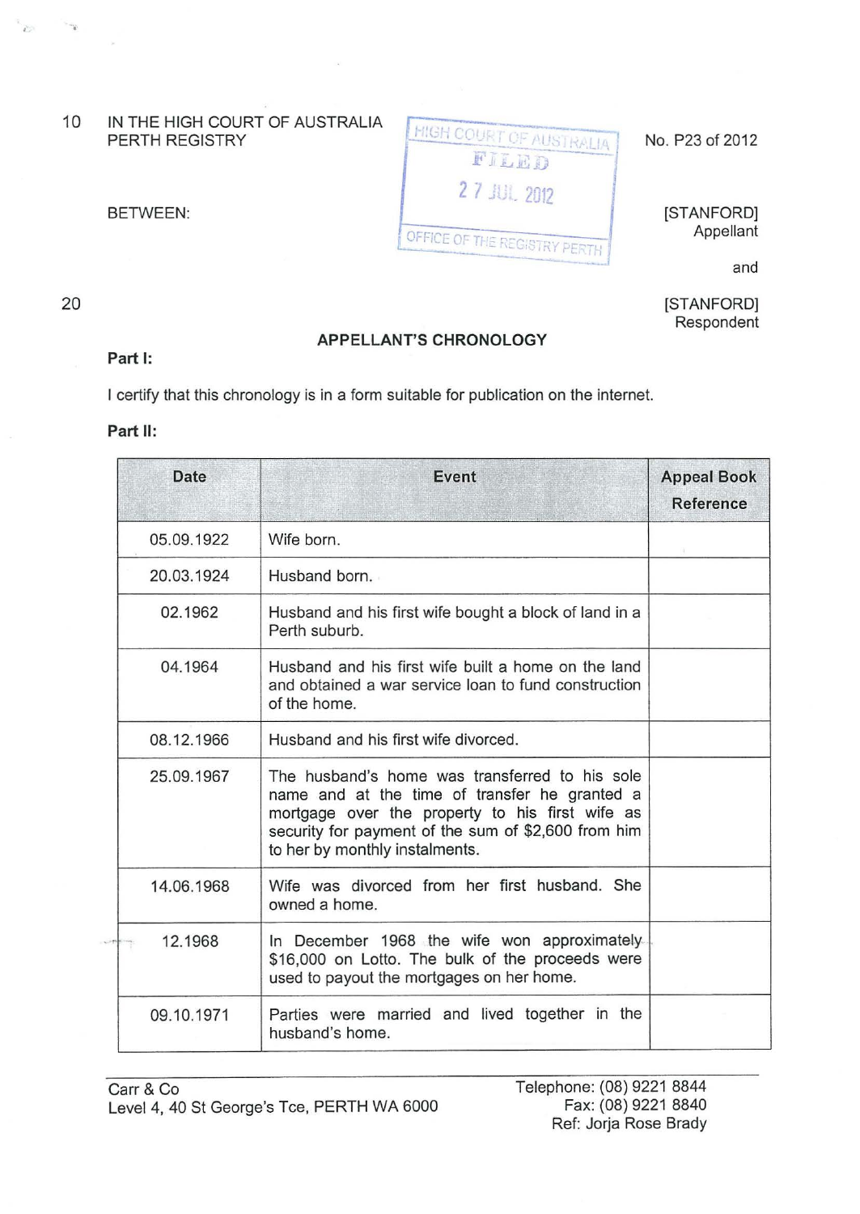IN THE HIGH COURT OF AUSTRALIA
PERTH REGISTRY

No. P23 of 2012

BETWEEN:

[STANFORD]
Appellant

and

[STANFORD]
Respondent

HIGH COURT OF AUSTRALIA
FILED
27 JUL 2012
OFFICE OF THE REGISTRY PERTH

## APPELLANT'S CHRONOLOGY

**Part I:**

I certify that this chronology is in a form suitable for publication on the internet.

**Part II:**

| Date | Event | Appeal Book Reference |
|---|---|---|
| 05.09.1922 | Wife born. | |
| 20.03.1924 | Husband born. | |
| 02.1962 | Husband and his first wife bought a block of land in a Perth suburb. | |
| 04.1964 | Husband and his first wife built a home on the land and obtained a war service loan to fund construction of the home. | |
| 08.12.1966 | Husband and his first wife divorced. | |
| 25.09.1967 | The husband's home was transferred to his sole name and at the time of transfer he granted a mortgage over the property to his first wife as security for payment of the sum of $2,600 from him to her by monthly instalments. | |
| 14.06.1968 | Wife was divorced from her first husband. She owned a home. | |
| 12.1968 | In December 1968 the wife won approximately $16,000 on Lotto. The bulk of the proceeds were used to payout the mortgages on her home. | |
| 09.10.1971 | Parties were married and lived together in the husband's home. | |

Carr & Co
Level 4, 40 St George's Tce, PERTH WA 6000

Telephone: (08) 9221 8844
Fax: (08) 9221 8840
Ref: Jorja Rose Brady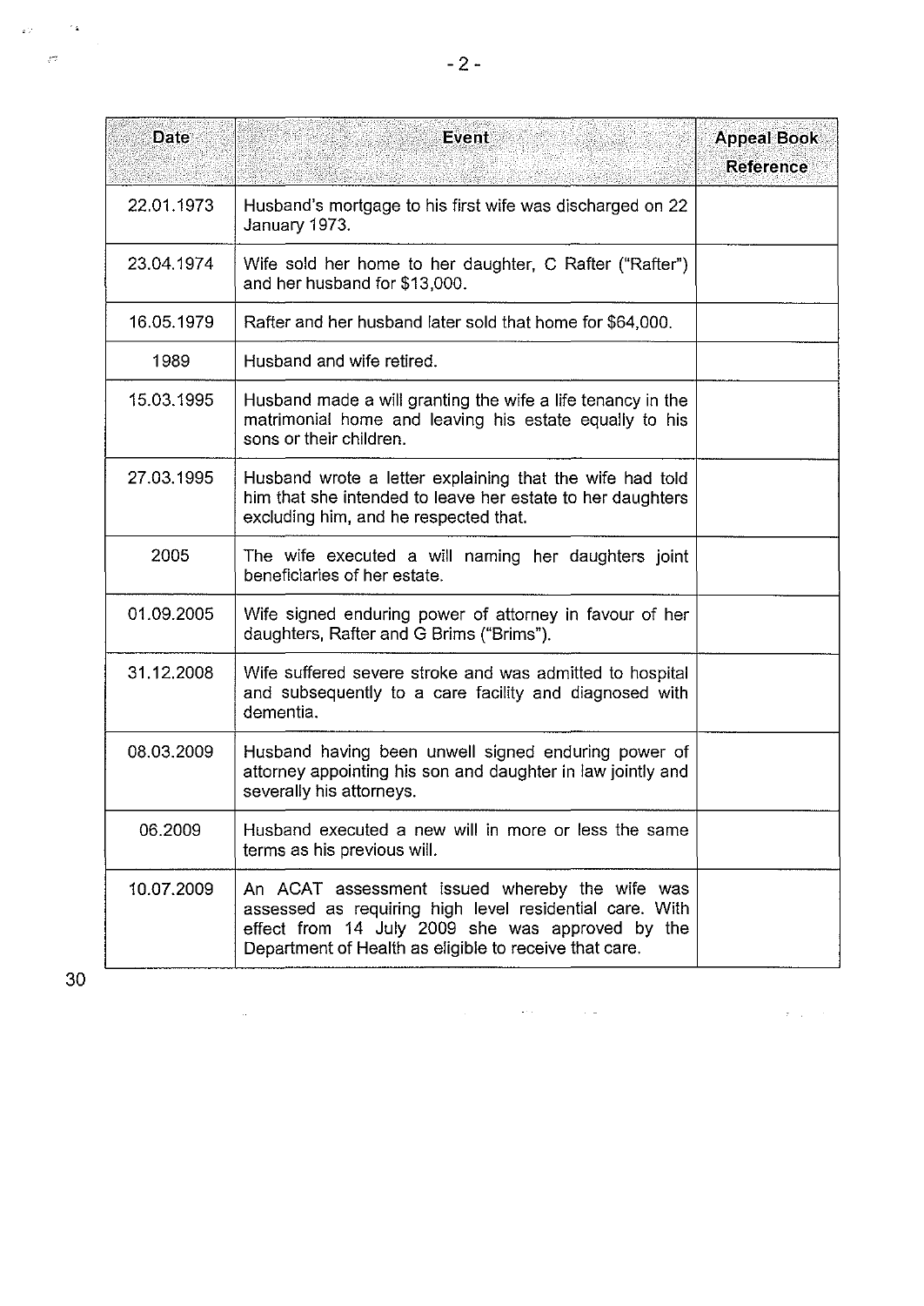| Date | Event | Appeal Book Reference |
|---|---|---|
| 22.01.1973 | Husband's mortgage to his first wife was discharged on 22 January 1973. | |
| 23.04.1974 | Wife sold her home to her daughter, C Rafter ("Rafter") and her husband for $13,000. | |
| 16.05.1979 | Rafter and her husband later sold that home for $64,000. | |
| 1989 | Husband and wife retired. | |
| 15.03.1995 | Husband made a will granting the wife a life tenancy in the matrimonial home and leaving his estate equally to his sons or their children. | |
| 27.03.1995 | Husband wrote a letter explaining that the wife had told him that she intended to leave her estate to her daughters excluding him, and he respected that. | |
| 2005 | The wife executed a will naming her daughters joint beneficiaries of her estate. | |
| 01.09.2005 | Wife signed enduring power of attorney in favour of her daughters, Rafter and G Brims ("Brims"). | |
| 31.12.2008 | Wife suffered severe stroke and was admitted to hospital and subsequently to a care facility and diagnosed with dementia. | |
| 08.03.2009 | Husband having been unwell signed enduring power of attorney appointing his son and daughter in law jointly and severally his attorneys. | |
| 06.2009 | Husband executed a new will in more or less the same terms as his previous will. | |
| 10.07.2009 | An ACAT assessment issued whereby the wife was assessed as requiring high level residential care. With effect from 14 July 2009 she was approved by the Department of Health as eligible to receive that care. | |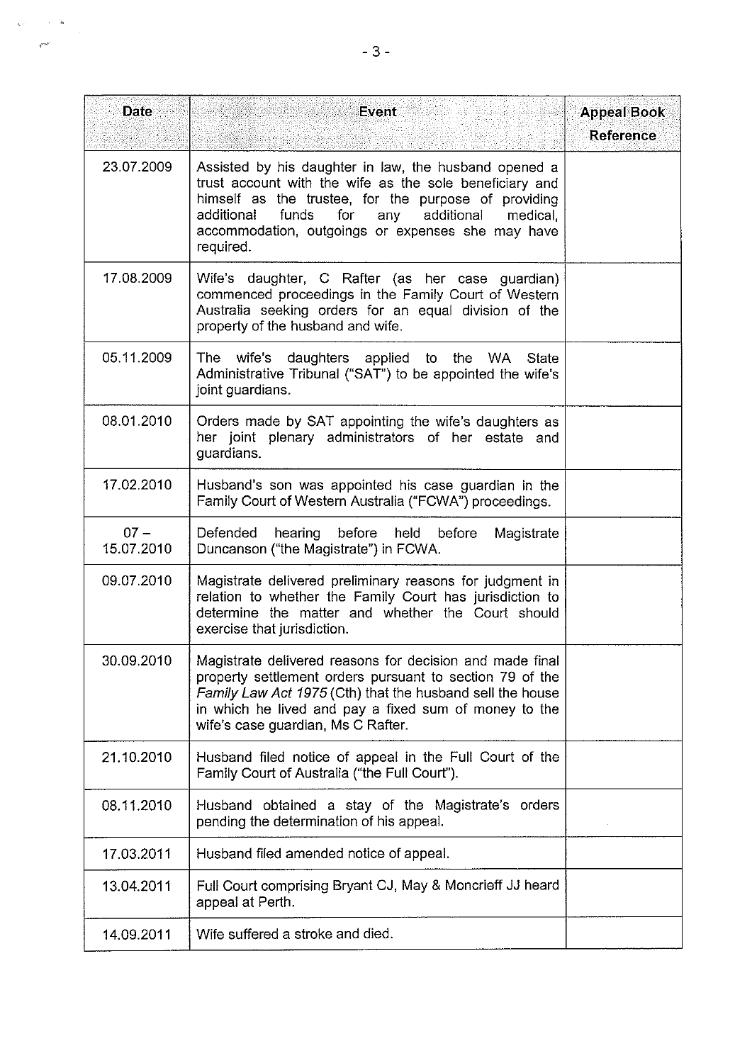| Date | Event | Appeal Book Reference |
|---|---|---|
| 23.07.2009 | Assisted by his daughter in law, the husband opened a trust account with the wife as the sole beneficiary and himself as the trustee, for the purpose of providing additional funds for any additional medical, accommodation, outgoings or expenses she may have required. | |
| 17.08.2009 | Wife's daughter, C Rafter (as her case guardian) commenced proceedings in the Family Court of Western Australia seeking orders for an equal division of the property of the husband and wife. | |
| 05.11.2009 | The wife's daughters applied to the WA State Administrative Tribunal ("SAT") to be appointed the wife's joint guardians. | |
| 08.01.2010 | Orders made by SAT appointing the wife's daughters as her joint plenary administrators of her estate and guardians. | |
| 17.02.2010 | Husband's son was appointed his case guardian in the Family Court of Western Australia ("FCWA") proceedings. | |
| 07 – 15.07.2010 | Defended hearing before held before Magistrate Duncanson ("the Magistrate") in FCWA. | |
| 09.07.2010 | Magistrate delivered preliminary reasons for judgment in relation to whether the Family Court has jurisdiction to determine the matter and whether the Court should exercise that jurisdiction. | |
| 30.09.2010 | Magistrate delivered reasons for decision and made final property settlement orders pursuant to section 79 of the *Family Law Act 1975* (Cth) that the husband sell the house in which he lived and pay a fixed sum of money to the wife's case guardian, Ms C Rafter. | |
| 21.10.2010 | Husband filed notice of appeal in the Full Court of the Family Court of Australia ("the Full Court"). | |
| 08.11.2010 | Husband obtained a stay of the Magistrate's orders pending the determination of his appeal. | |
| 17.03.2011 | Husband filed amended notice of appeal. | |
| 13.04.2011 | Full Court comprising Bryant CJ, May & Moncrieff JJ heard appeal at Perth. | |
| 14.09.2011 | Wife suffered a stroke and died. | |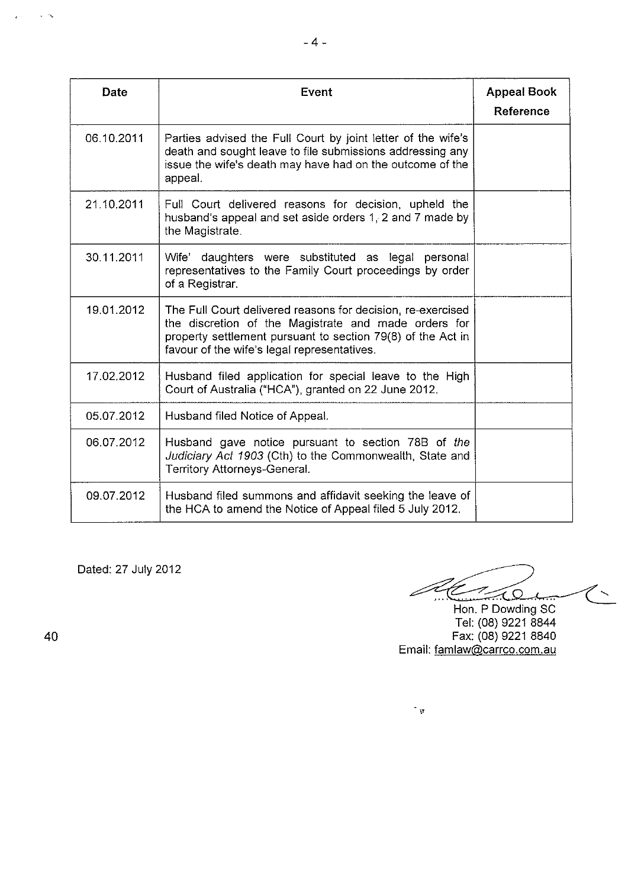| Date | Event | Appeal Book Reference |
| --- | --- | --- |
| 06.10.2011 | Parties advised the Full Court by joint letter of the wife's death and sought leave to file submissions addressing any issue the wife's death may have had on the outcome of the appeal. | |
| 21.10.2011 | Full Court delivered reasons for decision, upheld the husband's appeal and set aside orders 1, 2 and 7 made by the Magistrate. | |
| 30.11.2011 | Wife' daughters were substituted as legal personal representatives to the Family Court proceedings by order of a Registrar. | |
| 19.01.2012 | The Full Court delivered reasons for decision, re-exercised the discretion of the Magistrate and made orders for property settlement pursuant to section 79(8) of the Act in favour of the wife's legal representatives. | |
| 17.02.2012 | Husband filed application for special leave to the High Court of Australia ("HCA"), granted on 22 June 2012. | |
| 05.07.2012 | Husband filed Notice of Appeal. | |
| 06.07.2012 | Husband gave notice pursuant to section 78B of *the Judiciary Act 1903* (Cth) to the Commonwealth, State and Territory Attorneys-General. | |
| 09.07.2012 | Husband filed summons and affidavit seeking the leave of the HCA to amend the Notice of Appeal filed 5 July 2012. | |

Dated: 27 July 2012

Hon. P Dowding SC
Tel: (08) 9221 8844
Fax: (08) 9221 8840
Email: famlaw@carrco.com.au